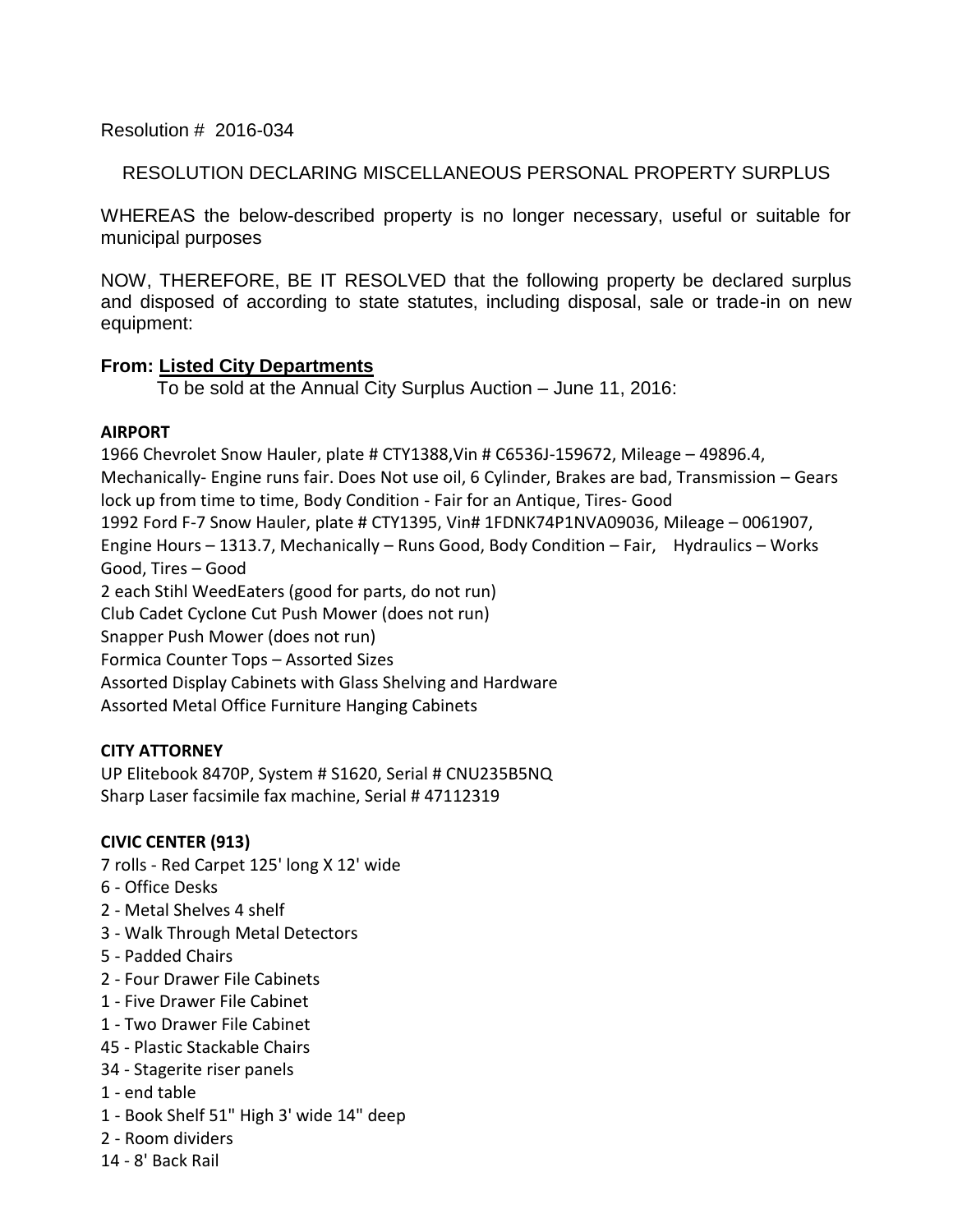Resolution # 2016-034

RESOLUTION DECLARING MISCELLANEOUS PERSONAL PROPERTY SURPLUS

WHEREAS the below-described property is no longer necessary, useful or suitable for municipal purposes

NOW, THEREFORE, BE IT RESOLVED that the following property be declared surplus and disposed of according to state statutes, including disposal, sale or trade-in on new equipment:

**From: Listed City Departments**

To be sold at the Annual City Surplus Auction – June 11, 2016:

**AIRPORT**

1966 Chevrolet Snow Hauler, plate # CTY1388,Vin # C6536J-159672, Mileage – 49896.4, Mechanically- Engine runs fair. Does Not use oil, 6 Cylinder, Brakes are bad, Transmission – Gears lock up from time to time, Body Condition - Fair for an Antique, Tires- Good

1992 Ford F-7 Snow Hauler, plate # CTY1395, Vin# 1FDNK74P1NVA09036, Mileage – 0061907, Engine Hours – 1313.7, Mechanically – Runs Good, Body Condition – Fair, Hydraulics – Works Good, Tires – Good

2 each Stihl WeedEaters (good for parts, do not run)

Club Cadet Cyclone Cut Push Mower (does not run)

Snapper Push Mower (does not run)

Formica Counter Tops – Assorted Sizes

Assorted Display Cabinets with Glass Shelving and Hardware

Assorted Metal Office Furniture Hanging Cabinets

**CITY ATTORNEY**

UP Elitebook 8470P, System # S1620, Serial # CNU235B5NQ

Sharp Laser facsimile fax machine, Serial # 47112319

**CIVIC CENTER (913)**

7 rolls - Red Carpet 125' long X 12' wide

6 - Office Desks

2 - Metal Shelves 4 shelf

3 - Walk Through Metal Detectors

5 - Padded Chairs

2 - Four Drawer File Cabinets

1 - Five Drawer File Cabinet

1 - Two Drawer File Cabinet

45 - Plastic Stackable Chairs

34 - Stagerite riser panels

1 - end table

1 - Book Shelf 51" High 3' wide 14" deep

2 - Room dividers

14 - 8' Back Rail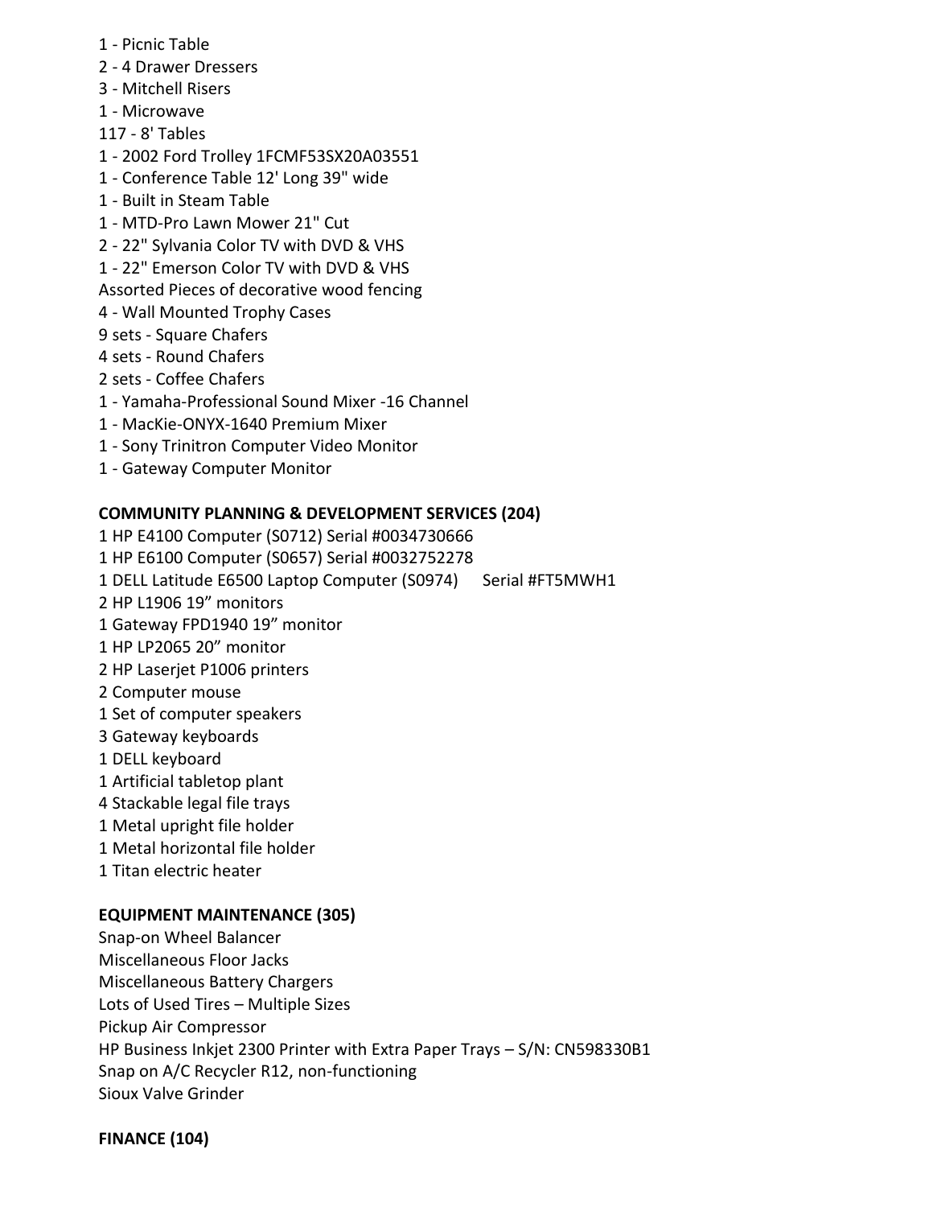1 - Picnic Table
2 - 4 Drawer Dressers
3 - Mitchell Risers
1 - Microwave
117 - 8' Tables
1 - 2002 Ford Trolley 1FCMF53SX20A03551
1 - Conference Table 12' Long 39" wide
1 - Built in Steam Table
1 - MTD-Pro Lawn Mower 21" Cut
2 - 22" Sylvania Color TV with DVD & VHS
1 - 22" Emerson Color TV with DVD & VHS
Assorted Pieces of decorative wood fencing
4 - Wall Mounted Trophy Cases
9 sets - Square Chafers
4 sets - Round Chafers
2 sets - Coffee Chafers
1 - Yamaha-Professional Sound Mixer -16 Channel
1 - MacKie-ONYX-1640 Premium Mixer
1 - Sony Trinitron Computer Video Monitor
1 - Gateway Computer Monitor

**COMMUNITY PLANNING & DEVELOPMENT SERVICES (204)**

1 HP E4100 Computer (S0712) Serial #0034730666
1 HP E6100 Computer (S0657) Serial #0032752278
1 DELL Latitude E6500 Laptop Computer (S0974) Serial #FT5MWH1
2 HP L1906 19" monitors
1 Gateway FPD1940 19" monitor
1 HP LP2065 20" monitor
2 HP Laserjet P1006 printers
2 Computer mouse
1 Set of computer speakers
3 Gateway keyboards
1 DELL keyboard
1 Artificial tabletop plant
4 Stackable legal file trays
1 Metal upright file holder
1 Metal horizontal file holder
1 Titan electric heater

**EQUIPMENT MAINTENANCE (305)**

Snap-on Wheel Balancer
Miscellaneous Floor Jacks
Miscellaneous Battery Chargers
Lots of Used Tires – Multiple Sizes
Pickup Air Compressor
HP Business Inkjet 2300 Printer with Extra Paper Trays – S/N: CN598330B1
Snap on A/C Recycler R12, non-functioning
Sioux Valve Grinder

**FINANCE (104)**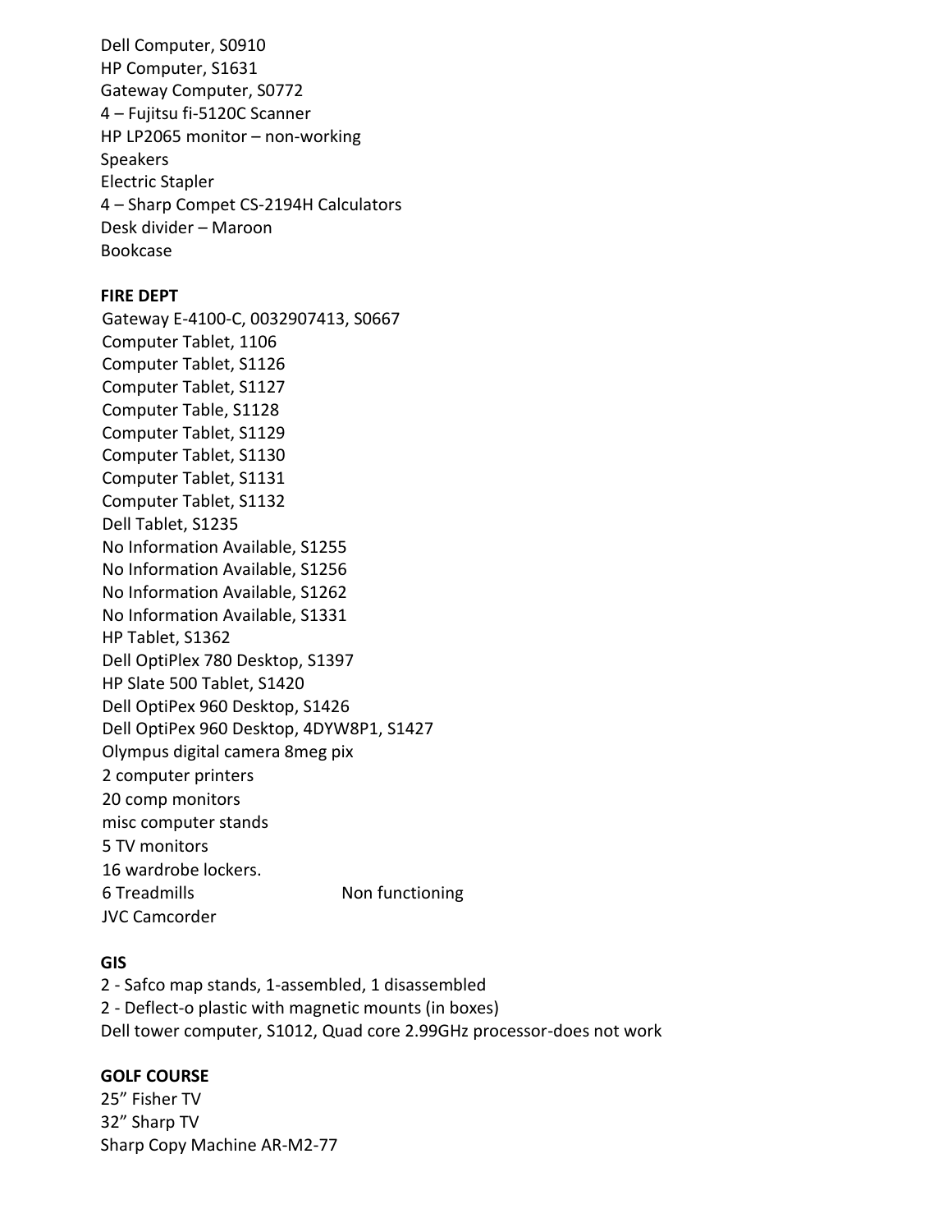Dell Computer, S0910
HP Computer, S1631
Gateway Computer, S0772
4 – Fujitsu fi-5120C Scanner
HP LP2065 monitor – non-working
Speakers
Electric Stapler
4 – Sharp Compet CS-2194H Calculators
Desk divider – Maroon
Bookcase

**FIRE DEPT**

Gateway E-4100-C, 0032907413, S0667
Computer Tablet, 1106
Computer Tablet, S1126
Computer Tablet, S1127
Computer Table, S1128
Computer Tablet, S1129
Computer Tablet, S1130
Computer Tablet, S1131
Computer Tablet, S1132
Dell Tablet, S1235
No Information Available, S1255
No Information Available, S1256
No Information Available, S1262
No Information Available, S1331
HP Tablet, S1362
Dell OptiPlex 780 Desktop, S1397
HP Slate 500 Tablet, S1420
Dell OptiPex 960 Desktop, S1426
Dell OptiPex 960 Desktop, 4DYW8P1, S1427
Olympus digital camera 8meg pix
2 computer printers
20 comp monitors
misc computer stands
5 TV monitors
16 wardrobe lockers.
6 Treadmills Non functioning
JVC Camcorder

**GIS**

2 - Safco map stands, 1-assembled, 1 disassembled
2 - Deflect-o plastic with magnetic mounts (in boxes)
Dell tower computer, S1012, Quad core 2.99GHz processor-does not work

**GOLF COURSE**

25” Fisher TV
32” Sharp TV
Sharp Copy Machine AR-M2-77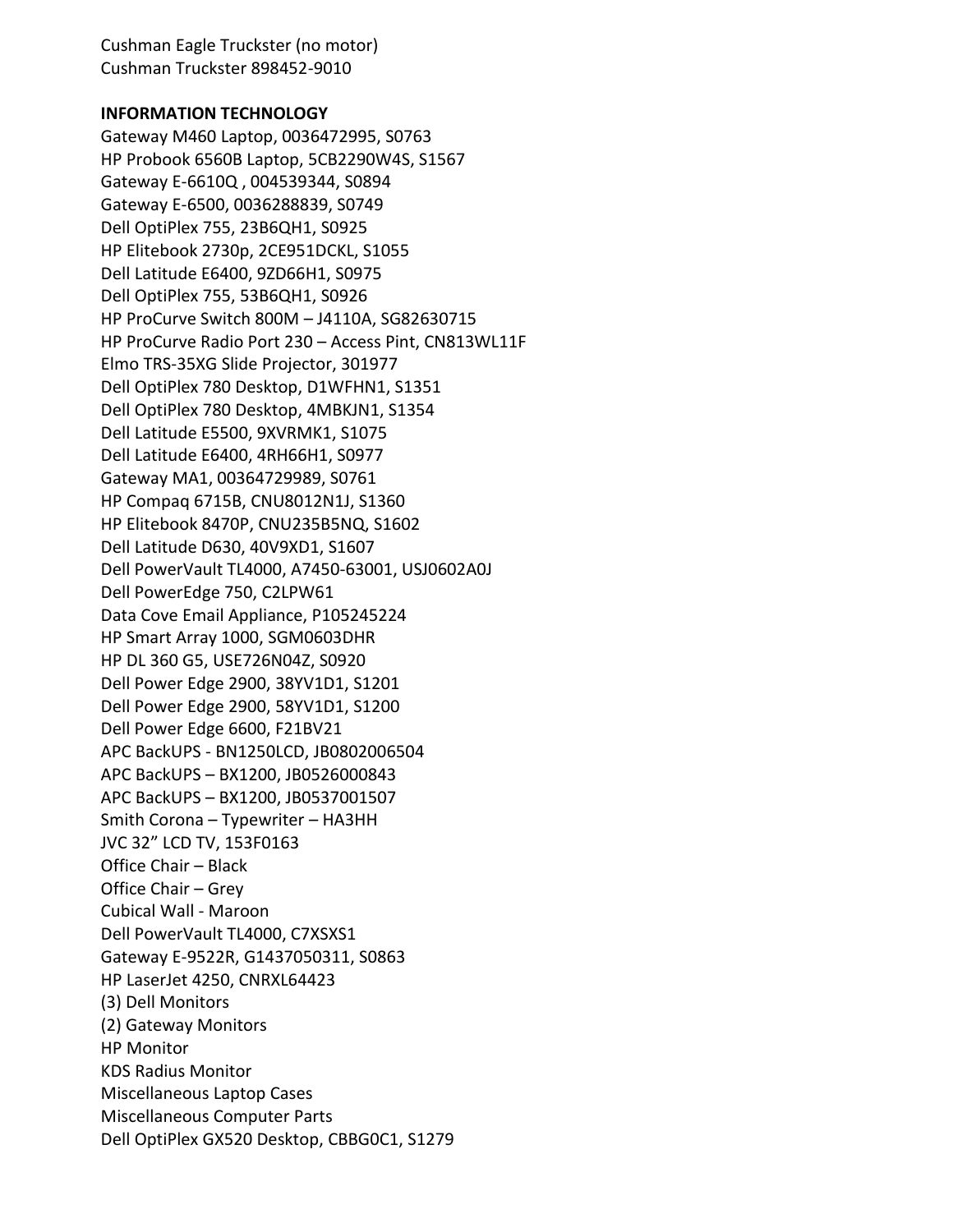Cushman Eagle Truckster (no motor)
Cushman Truckster 898452-9010

**INFORMATION TECHNOLOGY**

Gateway M460 Laptop, 0036472995, S0763
HP Probook 6560B Laptop, 5CB2290W4S, S1567
Gateway E-6610Q , 004539344, S0894
Gateway E-6500, 0036288839, S0749
Dell OptiPlex 755, 23B6QH1, S0925
HP Elitebook 2730p, 2CE951DCKL, S1055
Dell Latitude E6400, 9ZD66H1, S0975
Dell OptiPlex 755, 53B6QH1, S0926
HP ProCurve Switch 800M – J4110A, SG82630715
HP ProCurve Radio Port 230 – Access Pint, CN813WL11F
Elmo TRS-35XG Slide Projector, 301977
Dell OptiPlex 780 Desktop, D1WFHN1, S1351
Dell OptiPlex 780 Desktop, 4MBKJN1, S1354
Dell Latitude E5500, 9XVRMK1, S1075
Dell Latitude E6400, 4RH66H1, S0977
Gateway MA1, 00364729989, S0761
HP Compaq 6715B, CNU8012N1J, S1360
HP Elitebook 8470P, CNU235B5NQ, S1602
Dell Latitude D630, 40V9XD1, S1607
Dell PowerVault TL4000, A7450-63001, USJ0602A0J
Dell PowerEdge 750, C2LPW61
Data Cove Email Appliance, P105245224
HP Smart Array 1000, SGM0603DHR
HP DL 360 G5, USE726N04Z, S0920
Dell Power Edge 2900, 38YV1D1, S1201
Dell Power Edge 2900, 58YV1D1, S1200
Dell Power Edge 6600, F21BV21
APC BackUPS - BN1250LCD, JB0802006504
APC BackUPS – BX1200, JB0526000843
APC BackUPS – BX1200, JB0537001507
Smith Corona – Typewriter – HA3HH
JVC 32" LCD TV, 153F0163
Office Chair – Black
Office Chair – Grey
Cubical Wall - Maroon
Dell PowerVault TL4000, C7XSXS1
Gateway E-9522R, G1437050311, S0863
HP LaserJet 4250, CNRXL64423
(3) Dell Monitors
(2) Gateway Monitors
HP Monitor
KDS Radius Monitor
Miscellaneous Laptop Cases
Miscellaneous Computer Parts
Dell OptiPlex GX520 Desktop, CBBG0C1, S1279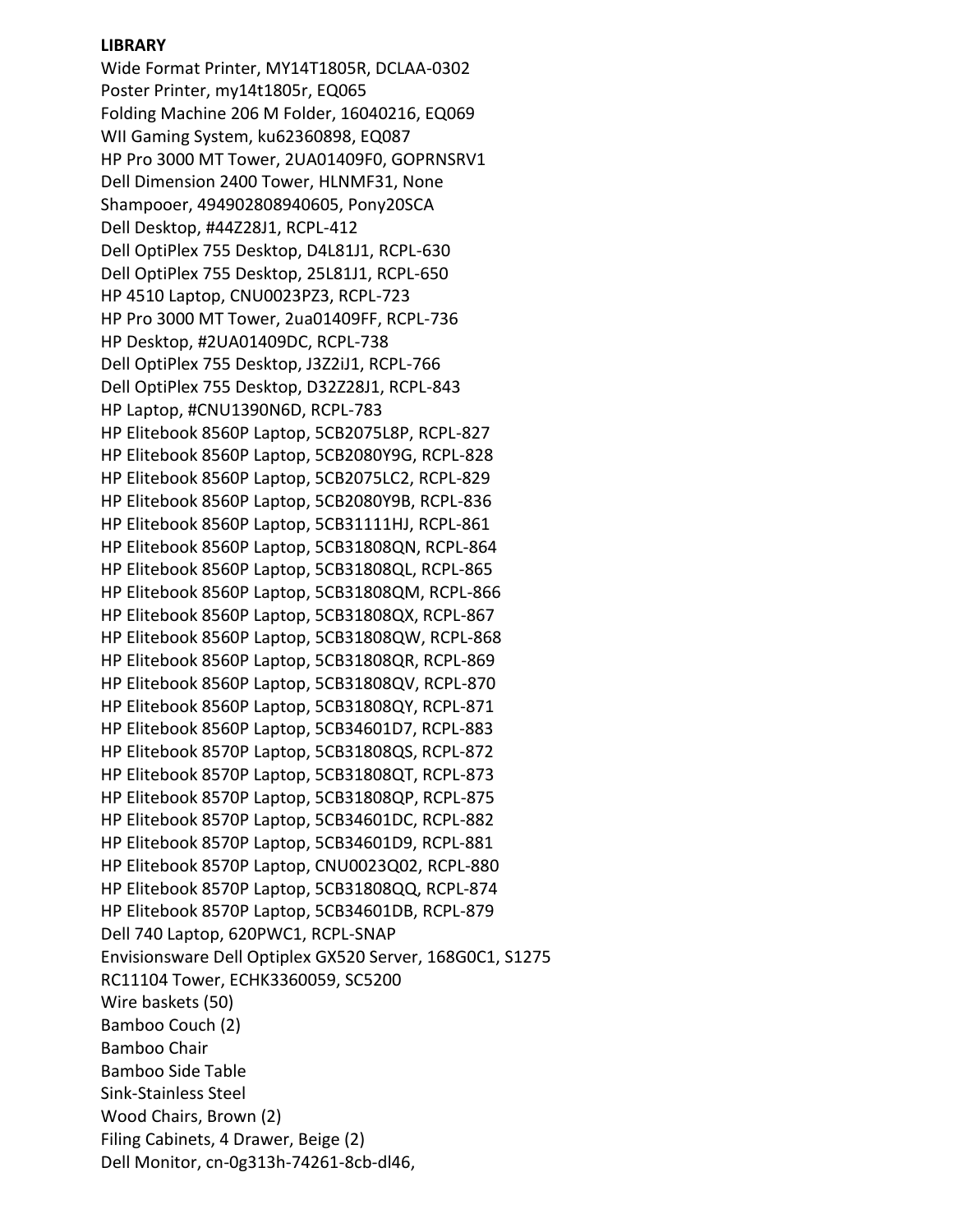**LIBRARY**

Wide Format Printer, MY14T1805R, DCLAA-0302
Poster Printer, my14t1805r, EQ065
Folding Machine 206 M Folder, 16040216, EQ069
WII Gaming System, ku62360898, EQ087
HP Pro 3000 MT Tower, 2UA01409F0, GOPRNSRV1
Dell Dimension 2400 Tower, HLNMF31, None
Shampooer, 494902808940605, Pony20SCA
Dell Desktop, #44Z28J1, RCPL-412
Dell OptiPlex 755 Desktop, D4L81J1, RCPL-630
Dell OptiPlex 755 Desktop, 25L81J1, RCPL-650
HP 4510 Laptop, CNU0023PZ3, RCPL-723
HP Pro 3000 MT Tower, 2ua01409FF, RCPL-736
HP Desktop, #2UA01409DC, RCPL-738
Dell OptiPlex 755 Desktop, J3Z2iJ1, RCPL-766
Dell OptiPlex 755 Desktop, D32Z28J1, RCPL-843
HP Laptop, #CNU1390N6D, RCPL-783
HP Elitebook 8560P Laptop, 5CB2075L8P, RCPL-827
HP Elitebook 8560P Laptop, 5CB2080Y9G, RCPL-828
HP Elitebook 8560P Laptop, 5CB2075LC2, RCPL-829
HP Elitebook 8560P Laptop, 5CB2080Y9B, RCPL-836
HP Elitebook 8560P Laptop, 5CB31111HJ, RCPL-861
HP Elitebook 8560P Laptop, 5CB31808QN, RCPL-864
HP Elitebook 8560P Laptop, 5CB31808QL, RCPL-865
HP Elitebook 8560P Laptop, 5CB31808QM, RCPL-866
HP Elitebook 8560P Laptop, 5CB31808QX, RCPL-867
HP Elitebook 8560P Laptop, 5CB31808QW, RCPL-868
HP Elitebook 8560P Laptop, 5CB31808QR, RCPL-869
HP Elitebook 8560P Laptop, 5CB31808QV, RCPL-870
HP Elitebook 8560P Laptop, 5CB31808QY, RCPL-871
HP Elitebook 8560P Laptop, 5CB34601D7, RCPL-883
HP Elitebook 8570P Laptop, 5CB31808QS, RCPL-872
HP Elitebook 8570P Laptop, 5CB31808QT, RCPL-873
HP Elitebook 8570P Laptop, 5CB31808QP, RCPL-875
HP Elitebook 8570P Laptop, 5CB34601DC, RCPL-882
HP Elitebook 8570P Laptop, 5CB34601D9, RCPL-881
HP Elitebook 8570P Laptop, CNU0023Q02, RCPL-880
HP Elitebook 8570P Laptop, 5CB31808QQ, RCPL-874
HP Elitebook 8570P Laptop, 5CB34601DB, RCPL-879
Dell 740 Laptop, 620PWC1, RCPL-SNAP
Envisionsware Dell Optiplex GX520 Server, 168G0C1, S1275
RC11104 Tower, ECHK3360059, SC5200
Wire baskets (50)
Bamboo Couch (2)
Bamboo Chair
Bamboo Side Table
Sink-Stainless Steel
Wood Chairs, Brown (2)
Filing Cabinets, 4 Drawer, Beige (2)
Dell Monitor, cn-0g313h-74261-8cb-dl46,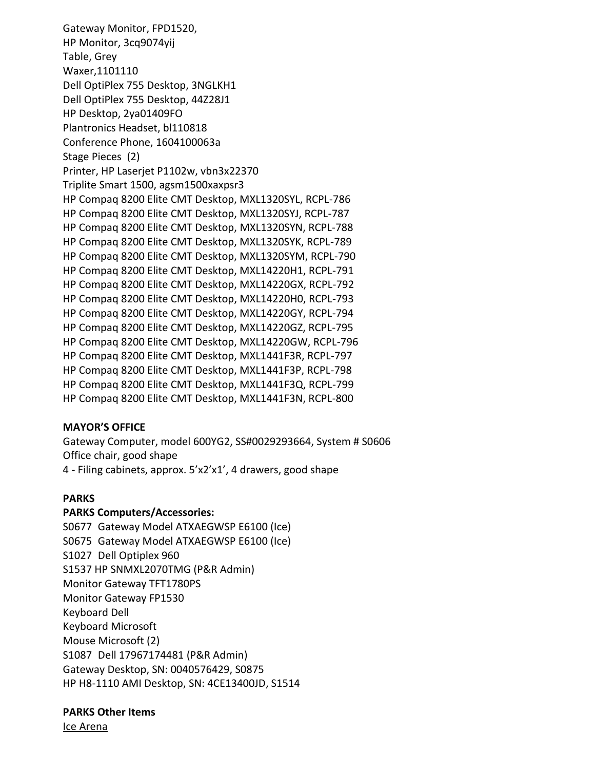Gateway Monitor, FPD1520,
HP Monitor, 3cq9074yij
Table, Grey
Waxer,1101110
Dell OptiPlex 755 Desktop, 3NGLKH1
Dell OptiPlex 755 Desktop, 44Z28J1
HP Desktop, 2ya01409FO
Plantronics Headset, bl110818
Conference Phone, 1604100063a
Stage Pieces (2)
Printer, HP Laserjet P1102w, vbn3x22370
Triplite Smart 1500, agsm1500xaxpsr3
HP Compaq 8200 Elite CMT Desktop, MXL1320SYL, RCPL-786
HP Compaq 8200 Elite CMT Desktop, MXL1320SYJ, RCPL-787
HP Compaq 8200 Elite CMT Desktop, MXL1320SYN, RCPL-788
HP Compaq 8200 Elite CMT Desktop, MXL1320SYK, RCPL-789
HP Compaq 8200 Elite CMT Desktop, MXL1320SYM, RCPL-790
HP Compaq 8200 Elite CMT Desktop, MXL14220H1, RCPL-791
HP Compaq 8200 Elite CMT Desktop, MXL14220GX, RCPL-792
HP Compaq 8200 Elite CMT Desktop, MXL14220H0, RCPL-793
HP Compaq 8200 Elite CMT Desktop, MXL14220GY, RCPL-794
HP Compaq 8200 Elite CMT Desktop, MXL14220GZ, RCPL-795
HP Compaq 8200 Elite CMT Desktop, MXL14220GW, RCPL-796
HP Compaq 8200 Elite CMT Desktop, MXL1441F3R, RCPL-797
HP Compaq 8200 Elite CMT Desktop, MXL1441F3P, RCPL-798
HP Compaq 8200 Elite CMT Desktop, MXL1441F3Q, RCPL-799
HP Compaq 8200 Elite CMT Desktop, MXL1441F3N, RCPL-800

**MAYOR'S OFFICE**

Gateway Computer, model 600YG2, SS#0029293664, System # S0606
Office chair, good shape
4 - Filing cabinets, approx. 5'x2'x1', 4 drawers, good shape

**PARKS**

**PARKS Computers/Accessories:**

S0677 Gateway Model ATXAEGWSP E6100 (Ice)
S0675 Gateway Model ATXAEGWSP E6100 (Ice)
S1027 Dell Optiplex 960
S1537 HP SNMXL2070TMG (P&R Admin)
Monitor Gateway TFT1780PS
Monitor Gateway FP1530
Keyboard Dell
Keyboard Microsoft
Mouse Microsoft (2)
S1087 Dell 17967174481 (P&R Admin)
Gateway Desktop, SN: 0040576429, S0875
HP H8-1110 AMI Desktop, SN: 4CE13400JD, S1514

**PARKS Other Items**

<u>Ice Arena</u>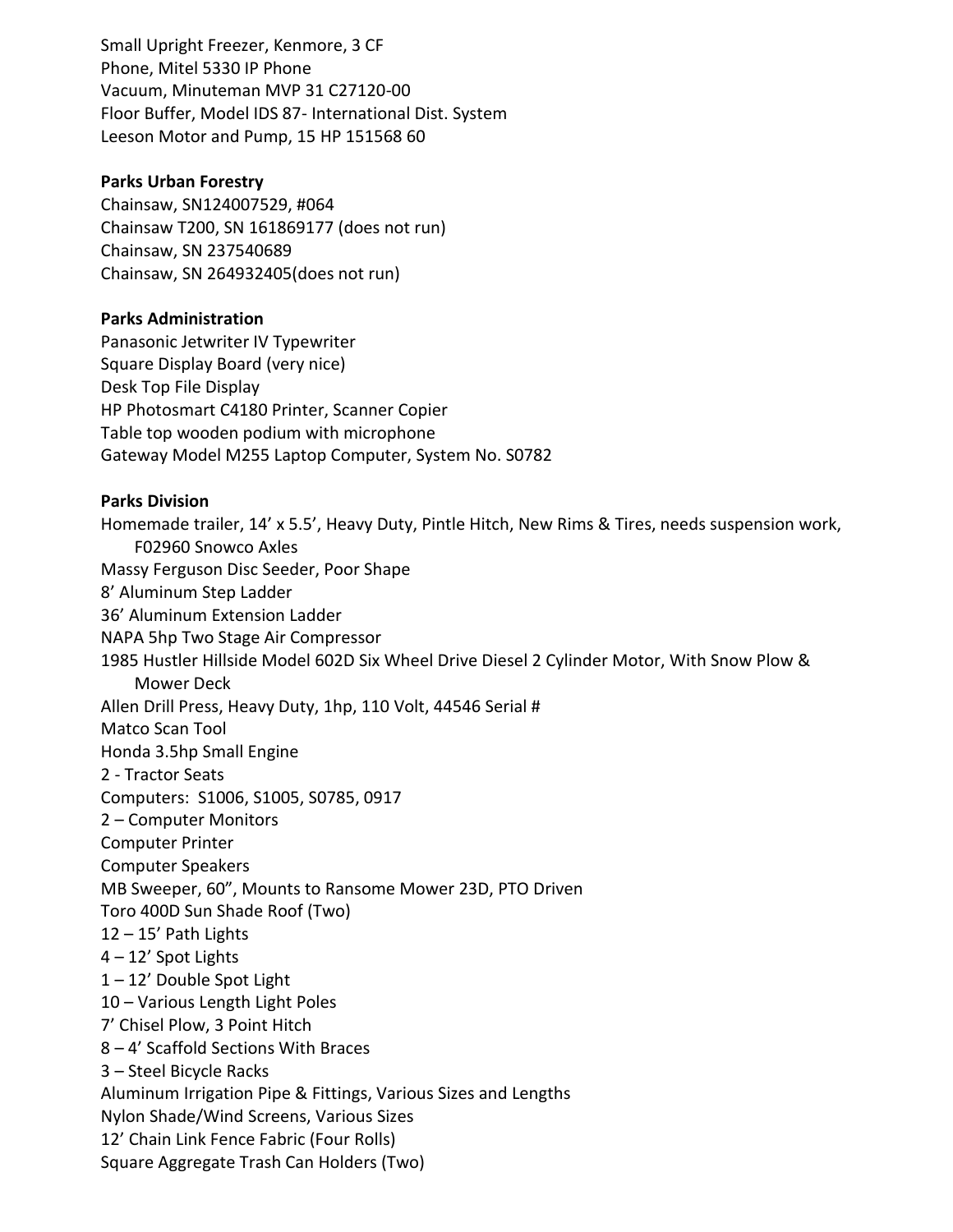Small Upright Freezer, Kenmore, 3 CF
Phone, Mitel 5330 IP Phone
Vacuum, Minuteman MVP 31 C27120-00
Floor Buffer, Model IDS 87- International Dist. System
Leeson Motor and Pump, 15 HP 151568 60

**Parks Urban Forestry**

Chainsaw, SN124007529, #064
Chainsaw T200, SN 161869177 (does not run)
Chainsaw, SN 237540689
Chainsaw, SN 264932405(does not run)

**Parks Administration**

Panasonic Jetwriter IV Typewriter
Square Display Board (very nice)
Desk Top File Display
HP Photosmart C4180 Printer, Scanner Copier
Table top wooden podium with microphone
Gateway Model M255 Laptop Computer, System No. S0782

**Parks Division**

Homemade trailer, 14' x 5.5', Heavy Duty, Pintle Hitch, New Rims & Tires, needs suspension work, F02960 Snowco Axles
Massy Ferguson Disc Seeder, Poor Shape
8' Aluminum Step Ladder
36' Aluminum Extension Ladder
NAPA 5hp Two Stage Air Compressor
1985 Hustler Hillside Model 602D Six Wheel Drive Diesel 2 Cylinder Motor, With Snow Plow & Mower Deck
Allen Drill Press, Heavy Duty, 1hp, 110 Volt, 44546 Serial #
Matco Scan Tool
Honda 3.5hp Small Engine
2 - Tractor Seats
Computers: S1006, S1005, S0785, 0917
2 – Computer Monitors
Computer Printer
Computer Speakers
MB Sweeper, 60", Mounts to Ransome Mower 23D, PTO Driven
Toro 400D Sun Shade Roof (Two)
12 – 15' Path Lights
4 – 12' Spot Lights
1 – 12' Double Spot Light
10 – Various Length Light Poles
7' Chisel Plow, 3 Point Hitch
8 – 4' Scaffold Sections With Braces
3 – Steel Bicycle Racks
Aluminum Irrigation Pipe & Fittings, Various Sizes and Lengths
Nylon Shade/Wind Screens, Various Sizes
12' Chain Link Fence Fabric (Four Rolls)
Square Aggregate Trash Can Holders (Two)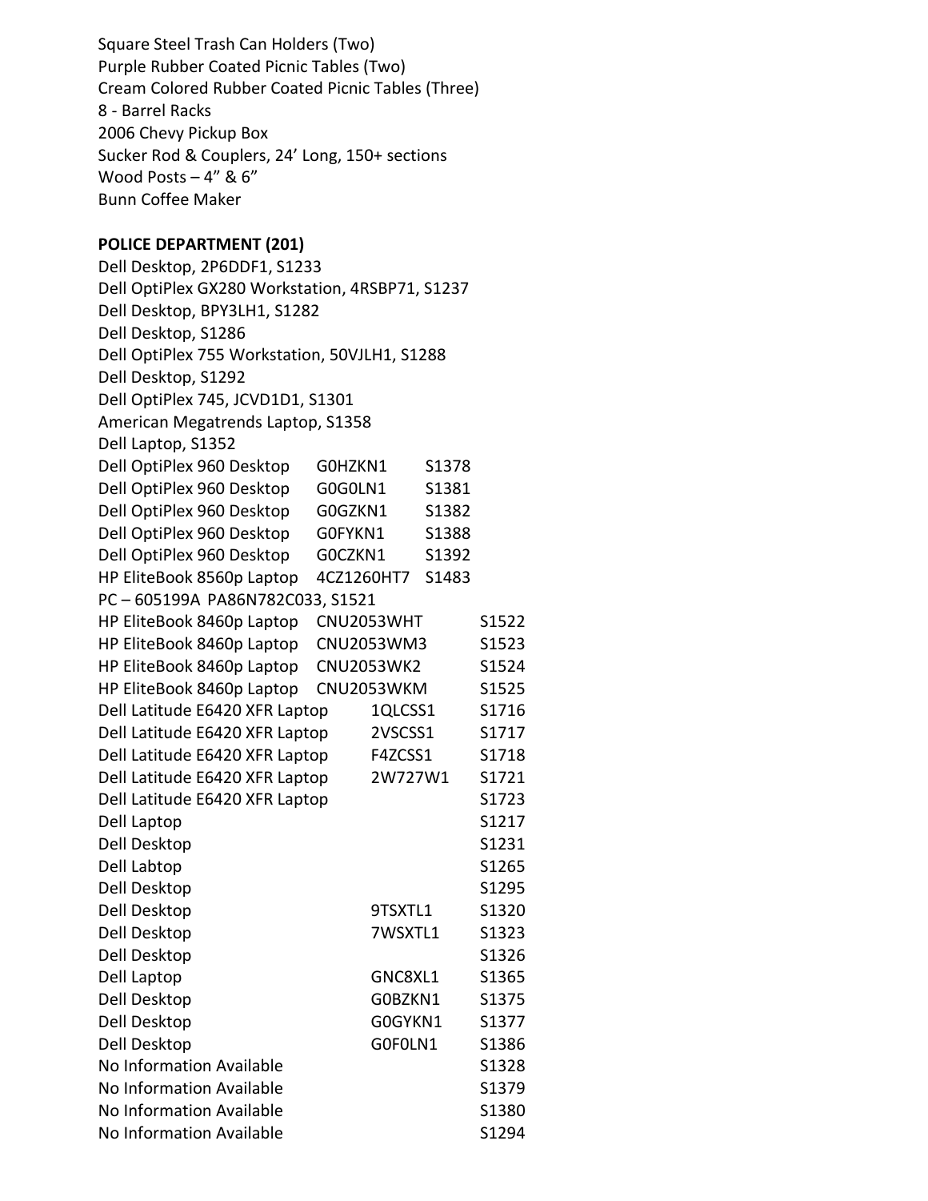Square Steel Trash Can Holders (Two)
Purple Rubber Coated Picnic Tables (Two)
Cream Colored Rubber Coated Picnic Tables (Three)
8 - Barrel Racks
2006 Chevy Pickup Box
Sucker Rod & Couplers, 24’ Long, 150+ sections
Wood Posts – 4” & 6”
Bunn Coffee Maker

**POLICE DEPARTMENT (201)**

Dell Desktop, 2P6DDF1, S1233
Dell OptiPlex GX280 Workstation, 4RSBP71, S1237
Dell Desktop, BPY3LH1, S1282
Dell Desktop, S1286
Dell OptiPlex 755 Workstation, 50VJLH1, S1288
Dell Desktop, S1292
Dell OptiPlex 745, JCVD1D1, S1301
American Megatrends Laptop, S1358
Dell Laptop, S1352

| | | |
|---|---|---|
| Dell OptiPlex 960 Desktop | G0HZKN1 | S1378 |
| Dell OptiPlex 960 Desktop | G0G0LN1 | S1381 |
| Dell OptiPlex 960 Desktop | G0GZKN1 | S1382 |
| Dell OptiPlex 960 Desktop | G0FYKN1 | S1388 |
| Dell OptiPlex 960 Desktop | G0CZKN1 | S1392 |
| HP EliteBook 8560p Laptop | 4CZ1260HT7 | S1483 |

PC – 605199A PA86N782C033, S1521

| | | |
|---|---|---|
| HP EliteBook 8460p Laptop | CNU2053WHT | S1522 |
| HP EliteBook 8460p Laptop | CNU2053WM3 | S1523 |
| HP EliteBook 8460p Laptop | CNU2053WK2 | S1524 |
| HP EliteBook 8460p Laptop | CNU2053WKM | S1525 |
| Dell Latitude E6420 XFR Laptop | 1QLCSS1 | S1716 |
| Dell Latitude E6420 XFR Laptop | 2VSCSS1 | S1717 |
| Dell Latitude E6420 XFR Laptop | F4ZCSS1 | S1718 |
| Dell Latitude E6420 XFR Laptop | 2W727W1 | S1721 |
| Dell Latitude E6420 XFR Laptop | | S1723 |
| Dell Laptop | | S1217 |
| Dell Desktop | | S1231 |
| Dell Labtop | | S1265 |
| Dell Desktop | | S1295 |
| Dell Desktop | 9TSXTL1 | S1320 |
| Dell Desktop | 7WSXTL1 | S1323 |
| Dell Desktop | | S1326 |
| Dell Laptop | GNC8XL1 | S1365 |
| Dell Desktop | G0BZKN1 | S1375 |
| Dell Desktop | G0GYKN1 | S1377 |
| Dell Desktop | G0F0LN1 | S1386 |
| No Information Available | | S1328 |
| No Information Available | | S1379 |
| No Information Available | | S1380 |
| No Information Available | | S1294 |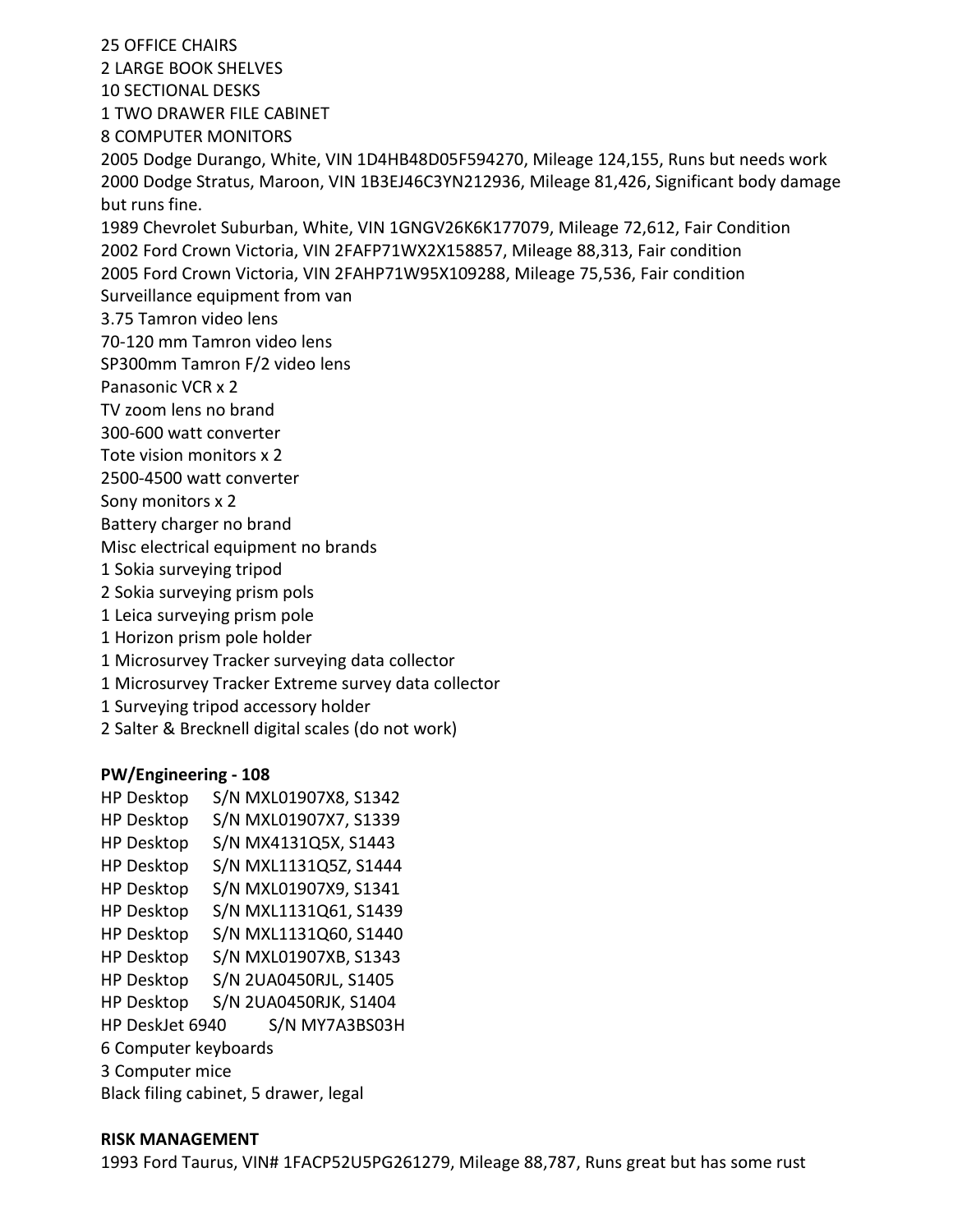25 OFFICE CHAIRS
2 LARGE BOOK SHELVES
10 SECTIONAL DESKS
1 TWO DRAWER FILE CABINET
8 COMPUTER MONITORS
2005 Dodge Durango, White, VIN 1D4HB48D05F594270, Mileage 124,155, Runs but needs work
2000 Dodge Stratus, Maroon, VIN 1B3EJ46C3YN212936, Mileage 81,426, Significant body damage but runs fine.
1989 Chevrolet Suburban, White, VIN 1GNGV26K6K177079, Mileage 72,612, Fair Condition
2002 Ford Crown Victoria, VIN 2FAFP71WX2X158857, Mileage 88,313, Fair condition
2005 Ford Crown Victoria, VIN 2FAHP71W95X109288, Mileage 75,536, Fair condition
Surveillance equipment from van
3.75 Tamron video lens
70-120 mm Tamron video lens
SP300mm Tamron F/2 video lens
Panasonic VCR x 2
TV zoom lens no brand
300-600 watt converter
Tote vision monitors x 2
2500-4500 watt converter
Sony monitors x 2
Battery charger no brand
Misc electrical equipment no brands
1 Sokia surveying tripod
2 Sokia surveying prism pols
1 Leica surveying prism pole
1 Horizon prism pole holder
1 Microsurvey Tracker surveying data collector
1 Microsurvey Tracker Extreme survey data collector
1 Surveying tripod accessory holder
2 Salter & Brecknell digital scales (do not work)

**PW/Engineering - 108**

HP Desktop S/N MXL01907X8, S1342
HP Desktop S/N MXL01907X7, S1339
HP Desktop S/N MX4131Q5X, S1443
HP Desktop S/N MXL1131Q5Z, S1444
HP Desktop S/N MXL01907X9, S1341
HP Desktop S/N MXL1131Q61, S1439
HP Desktop S/N MXL1131Q60, S1440
HP Desktop S/N MXL01907XB, S1343
HP Desktop S/N 2UA0450RJL, S1405
HP Desktop S/N 2UA0450RJK, S1404
HP DeskJet 6940 S/N MY7A3BS03H
6 Computer keyboards
3 Computer mice
Black filing cabinet, 5 drawer, legal

**RISK MANAGEMENT**

1993 Ford Taurus, VIN# 1FACP52U5PG261279, Mileage 88,787, Runs great but has some rust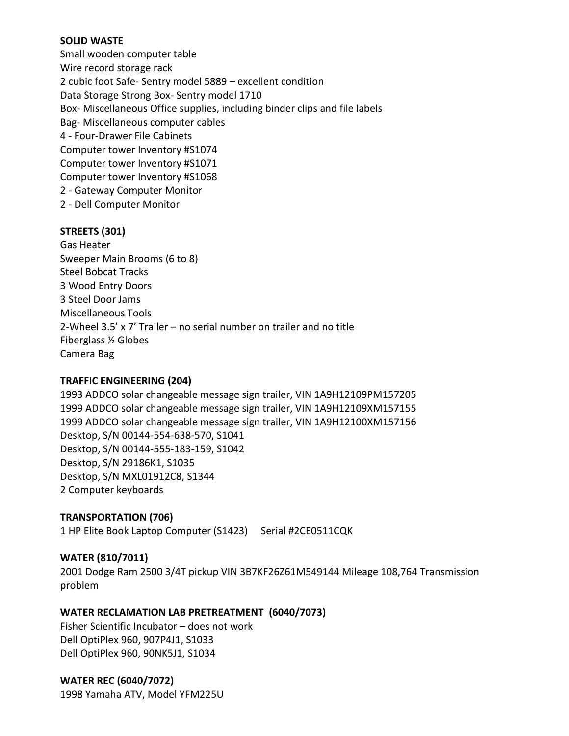**SOLID WASTE**

Small wooden computer table
Wire record storage rack
2 cubic foot Safe- Sentry model 5889 – excellent condition
Data Storage Strong Box- Sentry model 1710
Box- Miscellaneous Office supplies, including binder clips and file labels
Bag- Miscellaneous computer cables
4 - Four-Drawer File Cabinets
Computer tower Inventory #S1074
Computer tower Inventory #S1071
Computer tower Inventory #S1068
2 - Gateway Computer Monitor
2 - Dell Computer Monitor

**STREETS (301)**

Gas Heater
Sweeper Main Brooms (6 to 8)
Steel Bobcat Tracks
3 Wood Entry Doors
3 Steel Door Jams
Miscellaneous Tools
2-Wheel 3.5' x 7' Trailer – no serial number on trailer and no title
Fiberglass ½ Globes
Camera Bag

**TRAFFIC ENGINEERING (204)**

1993 ADDCO solar changeable message sign trailer, VIN 1A9H12109PM157205
1999 ADDCO solar changeable message sign trailer, VIN 1A9H12109XM157155
1999 ADDCO solar changeable message sign trailer, VIN 1A9H12100XM157156
Desktop, S/N 00144-554-638-570, S1041
Desktop, S/N 00144-555-183-159, S1042
Desktop, S/N 29186K1, S1035
Desktop, S/N MXL01912C8, S1344
2 Computer keyboards

**TRANSPORTATION (706)**

1 HP Elite Book Laptop Computer (S1423) Serial #2CE0511CQK

**WATER (810/7011)**

2001 Dodge Ram 2500 3/4T pickup VIN 3B7KF26Z61M549144 Mileage 108,764 Transmission problem

**WATER RECLAMATION LAB PRETREATMENT (6040/7073)**

Fisher Scientific Incubator – does not work
Dell OptiPlex 960, 907P4J1, S1033
Dell OptiPlex 960, 90NK5J1, S1034

**WATER REC (6040/7072)**

1998 Yamaha ATV, Model YFM225U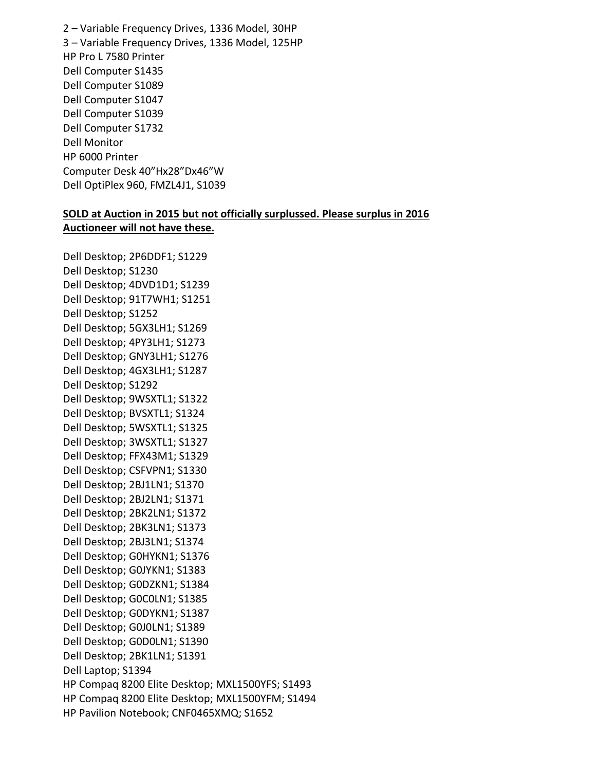2 – Variable Frequency Drives, 1336 Model, 30HP
3 – Variable Frequency Drives, 1336 Model, 125HP
HP Pro L 7580 Printer
Dell Computer S1435
Dell Computer S1089
Dell Computer S1047
Dell Computer S1039
Dell Computer S1732
Dell Monitor
HP 6000 Printer
Computer Desk 40"Hx28"Dx46"W
Dell OptiPlex 960, FMZL4J1, S1039

**SOLD at Auction in 2015 but not officially surplussed. Please surplus in 2016 Auctioneer will not have these.**

Dell Desktop; 2P6DDF1; S1229
Dell Desktop; S1230
Dell Desktop; 4DVD1D1; S1239
Dell Desktop; 91T7WH1; S1251
Dell Desktop; S1252
Dell Desktop; 5GX3LH1; S1269
Dell Desktop; 4PY3LH1; S1273
Dell Desktop; GNY3LH1; S1276
Dell Desktop; 4GX3LH1; S1287
Dell Desktop; S1292
Dell Desktop; 9WSXTL1; S1322
Dell Desktop; BVSXTL1; S1324
Dell Desktop; 5WSXTL1; S1325
Dell Desktop; 3WSXTL1; S1327
Dell Desktop; FFX43M1; S1329
Dell Desktop; CSFVPN1; S1330
Dell Desktop; 2BJ1LN1; S1370
Dell Desktop; 2BJ2LN1; S1371
Dell Desktop; 2BK2LN1; S1372
Dell Desktop; 2BK3LN1; S1373
Dell Desktop; 2BJ3LN1; S1374
Dell Desktop; G0HYKN1; S1376
Dell Desktop; G0JYKN1; S1383
Dell Desktop; G0DZKN1; S1384
Dell Desktop; G0C0LN1; S1385
Dell Desktop; G0DYKN1; S1387
Dell Desktop; G0J0LN1; S1389
Dell Desktop; G0D0LN1; S1390
Dell Desktop; 2BK1LN1; S1391
Dell Laptop; S1394
HP Compaq 8200 Elite Desktop; MXL1500YFS; S1493
HP Compaq 8200 Elite Desktop; MXL1500YFM; S1494
HP Pavilion Notebook; CNF0465XMQ; S1652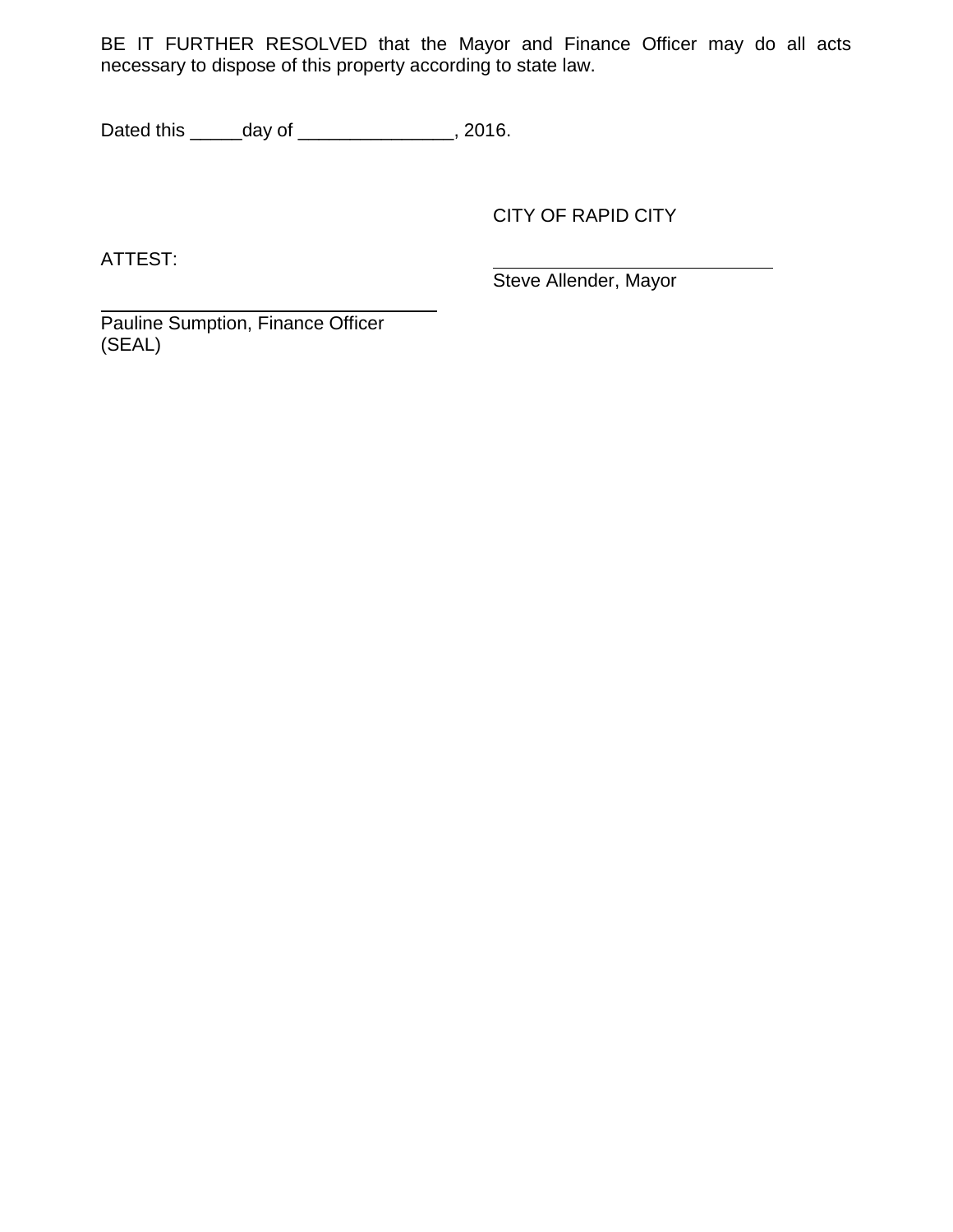BE IT FURTHER RESOLVED that the Mayor and Finance Officer may do all acts necessary to dispose of this property according to state law.

Dated this _____day of _______________, 2016.

CITY OF RAPID CITY

ATTEST:

\_\_\_\_\_\_\_\_\_\_\_\_\_\_\_\_\_\_\_\_\_\_\_\_\_\_\_\_\_\_
Steve Allender, Mayor

\_\_\_\_\_\_\_\_\_\_\_\_\_\_\_\_\_\_\_\_\_\_\_\_\_\_\_\_\_\_
Pauline Sumption, Finance Officer
(SEAL)